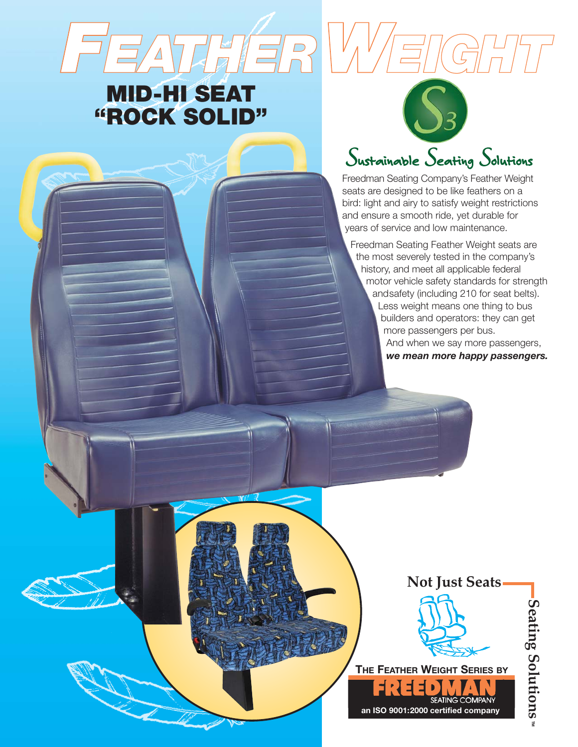# FEATHER WEIGHT

## MID-HI SEAT "ROCK SOLID"

S3

### Sustainable Seating Solutions

Freedman Seating Company's Feather Weight seats are designed to be like feathers on a bird: light and airy to satisfy weight restrictions and ensure a smooth ride, yet durable for years of service and low maintenance.

Freedman Seating Feather Weight seats are the most severely tested in the company's history, and meet all applicable federal motor vehicle safety standards for strength andsafety (including 210 for seat belts). Less weight means one thing to bus builders and operators: they can get more passengers per bus. And when we say more passengers, ***we mean more happy passengers.***

Not Just Seats

Seating Solutions™

THE FEATHER WEIGHT SERIES BY

FREEDMAN SEATING COMPANY

an ISO 9001:2000 certified company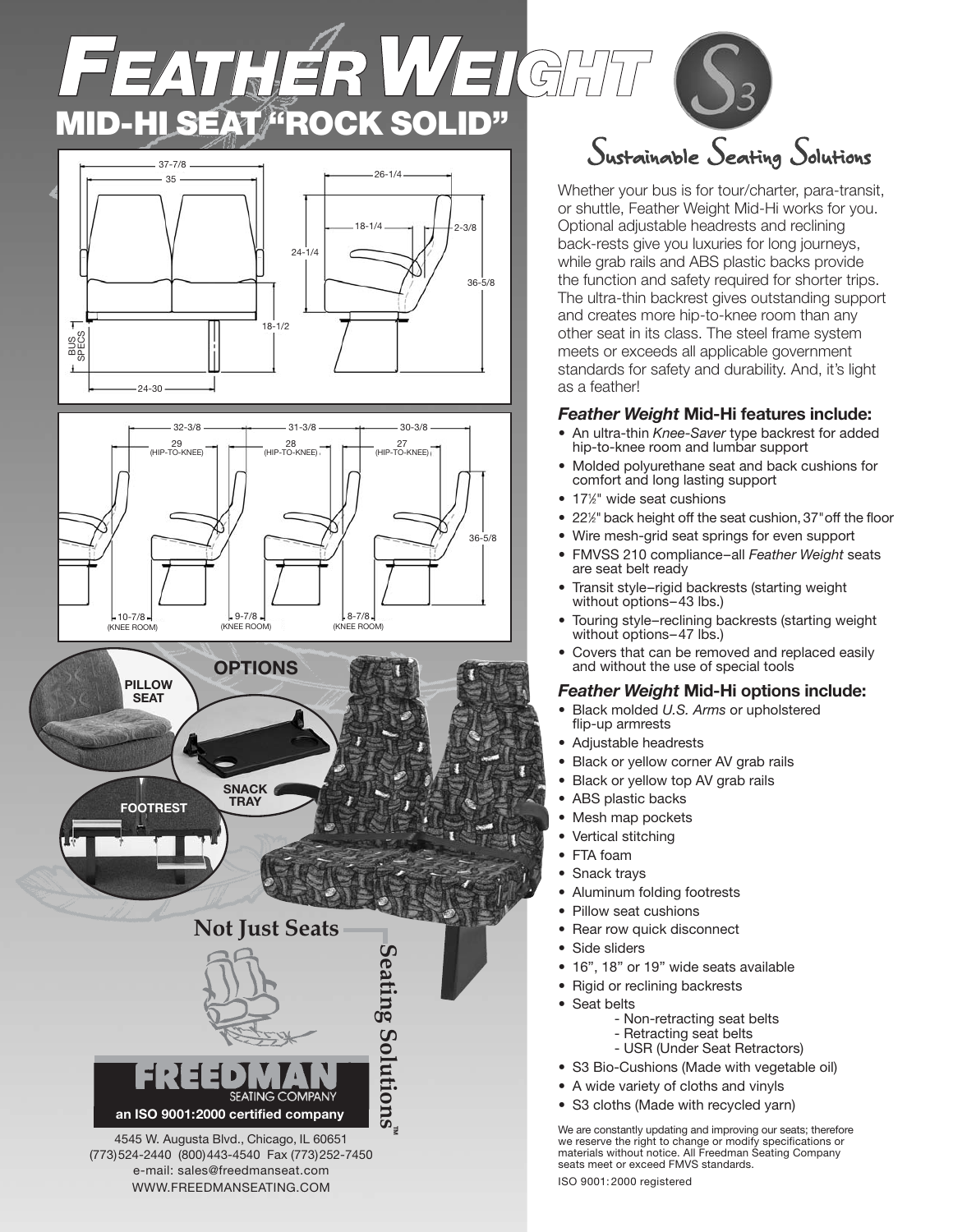# FEATHER WEIGHT

## MID-HI SEAT "ROCK SOLID"

37-7/8
35
26-1/4
18-1/4
2-3/8
24-1/4
36-5/8
18-1/2
BUS SPECS
24-30

32-3/8
29 (HIP-TO-KNEE)
31-3/8
28 (HIP-TO-KNEE)
30-3/8
27 (HIP-TO-KNEE)
36-5/8
10-7/8 (KNEE ROOM)
9-7/8 (KNEE ROOM)
8-7/8 (KNEE ROOM)

OPTIONS

PILLOW SEAT

SNACK TRAY

FOOTREST

Not Just Seats

Seating Solutions™

FREEDMAN SEATING COMPANY

**an ISO 9001:2000 certified company**

4545 W. Augusta Blvd., Chicago, IL 60651
(773)524-2440 (800)443-4540 Fax (773)252-7450
e-mail: sales@freedmanseat.com
WWW.FREEDMANSEATING.COM

S3

## Sustainable Seating Solutions

Whether your bus is for tour/charter, para-transit, or shuttle, Feather Weight Mid-Hi works for you. Optional adjustable headrests and reclining back-rests give you luxuries for long journeys, while grab rails and ABS plastic backs provide the function and safety required for shorter trips. The ultra-thin backrest gives outstanding support and creates more hip-to-knee room than any other seat in its class. The steel frame system meets or exceeds all applicable government standards for safety and durability. And, it's light as a feather!

### *Feather Weight* Mid-Hi features include:

- An ultra-thin *Knee-Saver* type backrest for added hip-to-knee room and lumbar support
- Molded polyurethane seat and back cushions for comfort and long lasting support
- 17½" wide seat cushions
- 22½" back height off the seat cushion, 37" off the floor
- Wire mesh-grid seat springs for even support
- FMVSS 210 compliance–all *Feather Weight* seats are seat belt ready
- Transit style–rigid backrests (starting weight without options–43 lbs.)
- Touring style–reclining backrests (starting weight without options–47 lbs.)
- Covers that can be removed and replaced easily and without the use of special tools

### *Feather Weight* Mid-Hi options include:

- Black molded *U.S. Arms* or upholstered flip-up armrests
- Adjustable headrests
- Black or yellow corner AV grab rails
- Black or yellow top AV grab rails
- ABS plastic backs
- Mesh map pockets
- Vertical stitching
- FTA foam
- Snack trays
- Aluminum folding footrests
- Pillow seat cushions
- Rear row quick disconnect
- Side sliders
- 16", 18" or 19" wide seats available
- Rigid or reclining backrests
- Seat belts
  - Non-retracting seat belts
  - Retracting seat belts
  - USR (Under Seat Retractors)
- S3 Bio-Cushions (Made with vegetable oil)
- A wide variety of cloths and vinyls
- S3 cloths (Made with recycled yarn)

We are constantly updating and improving our seats; therefore we reserve the right to change or modify specifications or materials without notice. All Freedman Seating Company seats meet or exceed FMVS standards.

ISO 9001:2000 registered